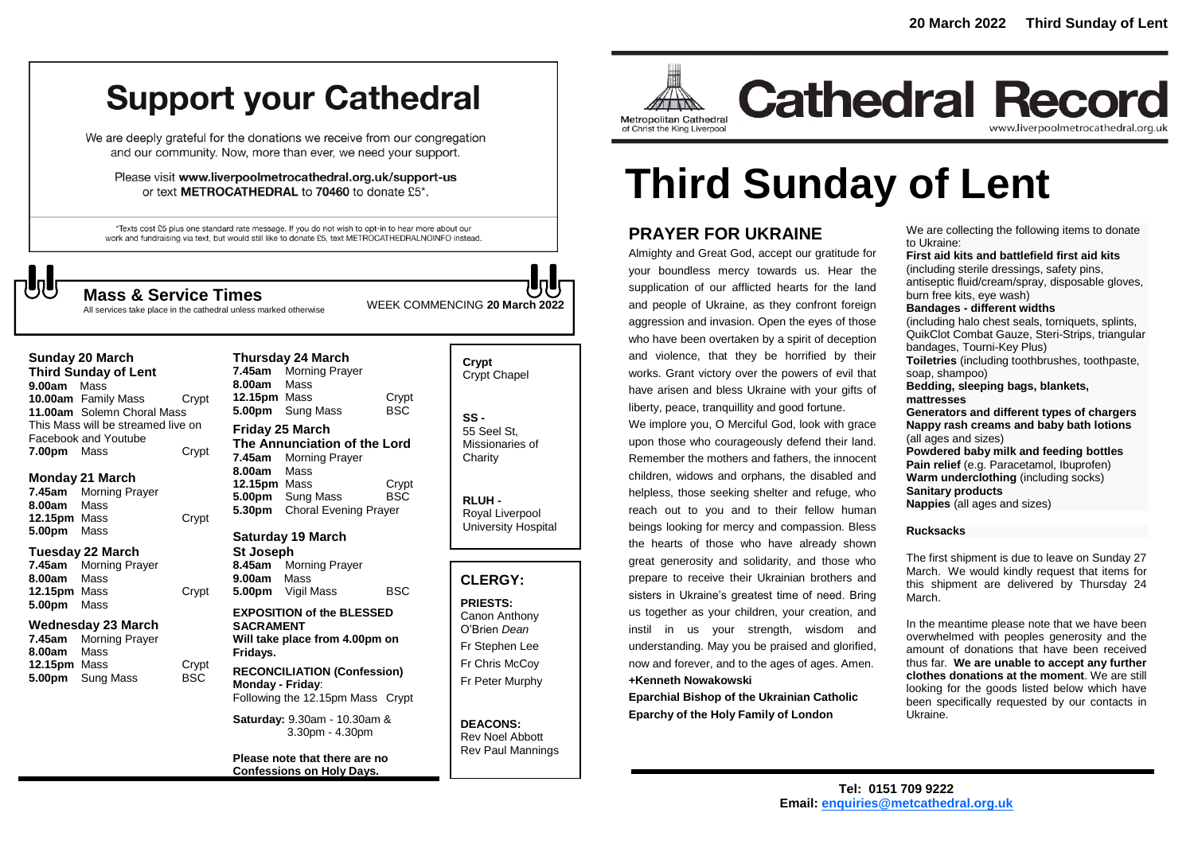# Support your Cathedral

We are deeply grateful for the donations we receive from our congregation and our community. Now, more than ever, we need your support.

Please visit **www.liverpoolmetrocathedral.org.uk/support-us** or text **METROCATHEDRAL** to **70460** to donate £5*.

*Texts cost £5 plus one standard rate message. If you do not wish to opt-in to hear more about our work and fundraising via text, but would still like to donate £5, text METROCATHEDRALNOINFO instead.

## Mass & Service Times

All services take place in the cathedral unless marked otherwise

WEEK COMMENCING **20 March 2022**

**Sunday 20 March**
**Third Sunday of Lent**
**9.00am** Mass
**10.00am** Family Mass — Crypt
**11.00am** Solemn Choral Mass
This Mass will be streamed live on Facebook and Youtube
**7.00pm** Mass — Crypt

**Monday 21 March**
**7.45am** Morning Prayer
**8.00am** Mass
**12.15pm** Mass — Crypt
**5.00pm** Mass

**Tuesday 22 March**
**7.45am** Morning Prayer
**8.00am** Mass
**12.15pm** Mass — Crypt
**5.00pm** Mass

**Wednesday 23 March**
**7.45am** Morning Prayer
**8.00am** Mass
**12.15pm** Mass — Crypt
**5.00pm** Sung Mass — BSC

**Thursday 24 March**
**7.45am** Morning Prayer
**8.00am** Mass
**12.15pm** Mass — Crypt
**5.00pm** Sung Mass — BSC

**Friday 25 March**
**The Annunciation of the Lord**
**7.45am** Morning Prayer
**8.00am** Mass
**12.15pm** Mass — Crypt
**5.00pm** Sung Mass — BSC
**5.30pm** Choral Evening Prayer

**Saturday 19 March**
**St Joseph**
**8.45am** Morning Prayer
**9.00am** Mass
**5.00pm** Vigil Mass — BSC

**EXPOSITION of the BLESSED SACRAMENT**
**Will take place from 4.00pm on Fridays.**

**RECONCILIATION (Confession)**
**Monday - Friday**:
Following the 12.15pm Mass Crypt

**Saturday:** 9.30am - 10.30am & 3.30pm - 4.30pm

**Please note that there are no Confessions on Holy Days.**

**Crypt**
Crypt Chapel

**SS -**
55 Seel St, Missionaries of Charity

**RLUH -**
Royal Liverpool University Hospital

## CLERGY:

**PRIESTS:**
Canon Anthony O'Brien *Dean*
Fr Stephen Lee
Fr Chris McCoy
Fr Peter Murphy

**DEACONS:**
Rev Noel Abbott
Rev Paul Mannings

20 March 2022 Third Sunday of Lent

Metropolitan Cathedral of Christ the King Liverpool

# Cathedral Record

www.liverpoolmetrocathedral.org.uk

# Third Sunday of Lent

## PRAYER FOR UKRAINE

Almighty and Great God, accept our gratitude for your boundless mercy towards us. Hear the supplication of our afflicted hearts for the land and people of Ukraine, as they confront foreign aggression and invasion. Open the eyes of those who have been overtaken by a spirit of deception and violence, that they be horrified by their works. Grant victory over the powers of evil that have arisen and bless Ukraine with your gifts of liberty, peace, tranquillity and good fortune.

We implore you, O Merciful God, look with grace upon those who courageously defend their land. Remember the mothers and fathers, the innocent children, widows and orphans, the disabled and helpless, those seeking shelter and refuge, who reach out to you and to their fellow human beings looking for mercy and compassion. Bless the hearts of those who have already shown great generosity and solidarity, and those who prepare to receive their Ukrainian brothers and sisters in Ukraine's greatest time of need. Bring us together as your children, your creation, and instil in us your strength, wisdom and understanding. May you be praised and glorified, now and forever, and to the ages of ages. Amen.

**+Kenneth Nowakowski**

**Eparchial Bishop of the Ukrainian Catholic Eparchy of the Holy Family of London**

We are collecting the following items to donate to Ukraine:

**First aid kits and battlefield first aid kits** (including sterile dressings, safety pins, antiseptic fluid/cream/spray, disposable gloves, burn free kits, eye wash)
**Bandages - different widths** (including halo chest seals, torniquets, splints, QuikClot Combat Gauze, Steri-Strips, triangular bandages, Tourni-Key Plus)
**Toiletries** (including toothbrushes, toothpaste, soap, shampoo)
**Bedding, sleeping bags, blankets, mattresses**
**Generators and different types of chargers**
**Nappy rash creams and baby bath lotions** (all ages and sizes)
**Powdered baby milk and feeding bottles**
**Pain relief** (e.g. Paracetamol, Ibuprofen)
**Warm underclothing** (including socks)
**Sanitary products**
**Nappies** (all ages and sizes)

**Rucksacks**

The first shipment is due to leave on Sunday 27 March. We would kindly request that items for this shipment are delivered by Thursday 24 March.

In the meantime please note that we have been overwhelmed with peoples generosity and the amount of donations that have been received thus far. **We are unable to accept any further clothes donations at the moment**. We are still looking for the goods listed below which have been specifically requested by our contacts in Ukraine.

**Tel: 0151 709 9222**
**Email: enquiries@metcathedral.org.uk**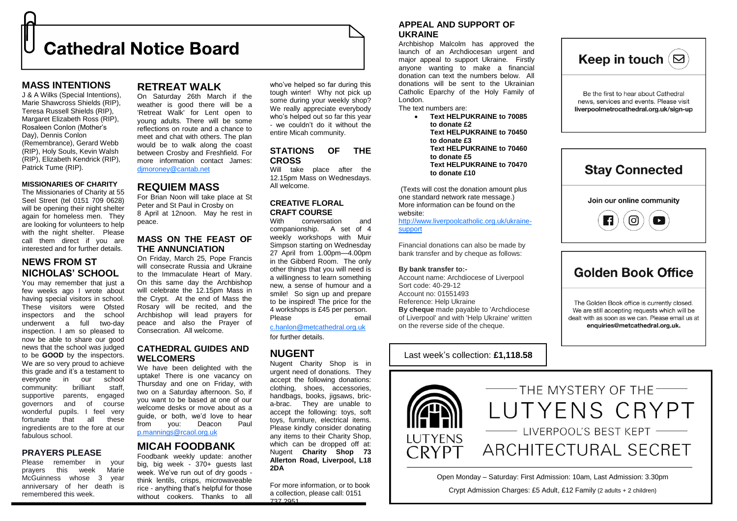# Cathedral Notice Board

## MASS INTENTIONS

J & A Wilks (Special Intentions), Marie Shawcross Shields (RIP), Teresa Russell Shields (RIP), Margaret Elizabeth Ross (RIP), Rosaleen Conlon (Mother's Day), Dennis Conlon (Remembrance), Gerard Webb (RIP), Holy Souls, Kevin Walsh (RIP), Elizabeth Kendrick (RIP), Patrick Tume (RIP).

### MISSIONARIES OF CHARITY

The Missionaries of Charity at 55 Seel Street (tel 0151 709 0628) will be opening their night shelter again for homeless men. They are looking for volunteers to help with the night shelter. Please call them direct if you are interested and for further details.

## NEWS FROM ST NICHOLAS' SCHOOL

You may remember that just a few weeks ago I wrote about having special visitors in school. These visitors were Ofsted inspectors and the school underwent a full two-day inspection. I am so pleased to now be able to share our good news that the school was judged to be **GOOD** by the inspectors. We are so very proud to achieve this grade and it's a testament to everyone in our school community: brilliant staff, supportive parents, engaged governors and of course wonderful pupils. I feel very fortunate that all these ingredients are to the fore at our fabulous school.

### PRAYERS PLEASE

Please remember in your prayers this week Marie McGuinness whose 3 year anniversary of her death is remembered this week.

## RETREAT WALK

On Saturday 26th March if the weather is good there will be a 'Retreat Walk' for Lent open to young adults. There will be some reflections on route and a chance to meet and chat with others. The plan would be to walk along the coast between Crosby and Freshfield. For more information contact James: djmoroney@cantab.net

## REQUIEM MASS

For Brian Noon will take place at St Peter and St Paul in Crosby on 8 April at 12noon. May he rest in peace.

### MASS ON THE FEAST OF THE ANNUNCIATION

On Friday, March 25, Pope Francis will consecrate Russia and Ukraine to the Immaculate Heart of Mary. On this same day the Archbishop will celebrate the 12.15pm Mass in the Crypt. At the end of Mass the Rosary will be recited, and the Archbishop will lead prayers for peace and also the Prayer of Consecration. All welcome.

### CATHEDRAL GUIDES AND WELCOMERS

We have been delighted with the uptake! There is one vacancy on Thursday and one on Friday, with two on a Saturday afternoon. So, if you want to be based at one of our welcome desks or move about as a guide, or both, we'd love to hear from you: Deacon Paul p.mannings@rcaol.org.uk

## MICAH FOODBANK

Foodbank weekly update: another big, big week - 370+ guests last week. We've run out of dry goods - think lentils, crisps, microwaveable rice - anything that's helpful for those without cookers. Thanks to all who've helped so far during this tough winter! Why not pick up some during your weekly shop? We really appreciate everybody who's helped out so far this year - we couldn't do it without the entire Micah community.

### STATIONS OF THE CROSS

Will take place after the 12.15pm Mass on Wednesdays. All welcome.

### CREATIVE FLORAL CRAFT COURSE

With conversation and companionship. A set of 4 weekly workshops with Muir Simpson starting on Wednesday 27 April from 1.00pm—4.00pm in the Gibberd Room. The only other things that you will need is a willingness to learn something new, a sense of humour and a smile! So sign up and prepare to be inspired! The price for the 4 workshops is £45 per person. Please email c.hanlon@metcathedral.org.uk for further details.

## NUGENT

Nugent Charity Shop is in urgent need of donations. They accept the following donations: clothing, shoes, accessories, handbags, books, jigsaws, bric-a-brac. They are unable to accept the following: toys, soft toys, furniture, electrical items. Please kindly consider donating any items to their Charity Shop, which can be dropped off at: Nugent **Charity Shop 73 Allerton Road, Liverpool, L18 2DA**

For more information, or to book a collection, please call: 0151 737 2951

### APPEAL AND SUPPORT OF UKRAINE

Archbishop Malcolm has approved the launch of an Archdiocesan urgent and major appeal to support Ukraine. Firstly anyone wanting to make a financial donation can text the numbers below. All donations will be sent to the Ukrainian Catholic Eparchy of the Holy Family of London.

The text numbers are:

- **Text HELPUKRAINE to 70085 to donate £2**
  **Text HELPUKRAINE to 70450 to donate £3**
  **Text HELPUKRAINE to 70460 to donate £5**
  **Text HELPUKRAINE to 70470 to donate £10**

(Texts will cost the donation amount plus one standard network rate message.) More information can be found on the website: http://www.liverpoolcatholic.org.uk/ukraine-support

Financial donations can also be made by bank transfer and by cheque as follows:

**By bank transfer to:-**
Account name: Archdiocese of Liverpool
Sort code: 40-29-12
Account no: 01551493
Reference: Help Ukraine
**By cheque** made payable to 'Archdiocese of Liverpool' and with 'Help Ukraine' written on the reverse side of the cheque.

Last week's collection: **£1,118.58**

## Keep in touch

Be the first to hear about Cathedral news, services and events. Please visit **liverpoolmetrocathedral.org.uk/sign-up**

## Stay Connected

Join our online community

## Golden Book Office

The Golden Book office is currently closed. We are still accepting requests which will be dealt with as soon as we can. Please email us at **enquiries@metcathedral.org.uk.**

LUTYENS CRYPT

THE MYSTERY OF THE LUTYENS CRYPT

LIVERPOOL'S BEST KEPT ARCHITECTURAL SECRET

Open Monday – Saturday: First Admission: 10am, Last Admission: 3.30pm

Crypt Admission Charges: £5 Adult, £12 Family (2 adults + 2 children)